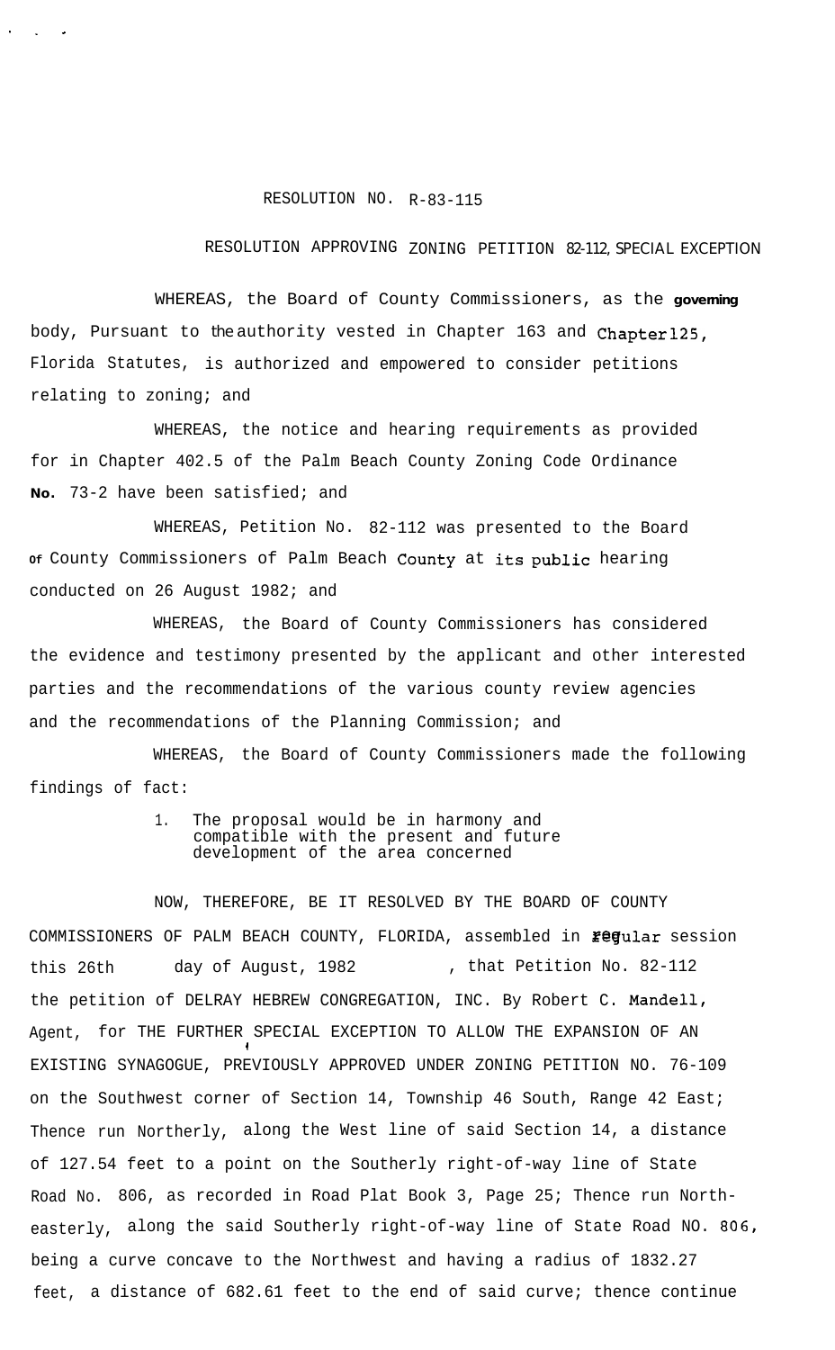# RESOLUTION NO. R-83-115

## RESOLUTION APPROVING ZONING PETITION 82-112, SPECIAL EXCEPTION

WHEREAS, the Board of County Commissioners, as the governing body, Pursuant to the authority vested in Chapter 163 and Chapter 125, Florida Statutes, is authorized and empowered to consider petitions relating to zoning; and

WHEREAS, the notice and hearing requirements as provided for in Chapter 402.5 of the Palm Beach County Zoning Code Ordinance No. 73-2 have been satisfied; and

WHEREAS, Petition No. 82-112 was presented to the Board of County Commissioners of Palm Beach County at its public hearing conducted on 26 August 1982; and

WHEREAS, the Board of County Commissioners has considered the evidence and testimony presented by the applicant and other interested parties and the recommendations of the various county review agencies and the recommendations of the Planning Commission; and

WHEREAS, the Board of County Commissioners made the following findings of fact:

1. The proposal would be in harmony and compatible with the present and future development of the area concerned

NOW, THEREFORE, BE IT RESOLVED BY THE BOARD OF COUNTY COMMISSIONERS OF PALM BEACH COUNTY, FLORIDA, assembled in regular session this 26th day of August, 1982, that Petition No. 82-112 the petition of DELRAY HEBREW CONGREGATION, INC. By Robert C. Mandell, Agent, for THE FURTHER SPECIAL EXCEPTION TO ALLOW THE EXPANSION OF AN EXISTING SYNAGOGUE, PREVIOUSLY APPROVED UNDER ZONING PETITION NO. 76-109 on the Southwest corner of Section 14, Township 46 South, Range 42 East; Thence run Northerly, along the West line of said Section 14, a distance of 127.54 feet to a point on the Southerly right-of-way line of State Road No. 806, as recorded in Road Plat Book 3, Page 25; Thence run Northeasterly, along the said Southerly right-of-way line of State Road NO. 806, being a curve concave to the Northwest and having a radius of 1832.27 feet, a distance of 682.61 feet to the end of said curve; thence continue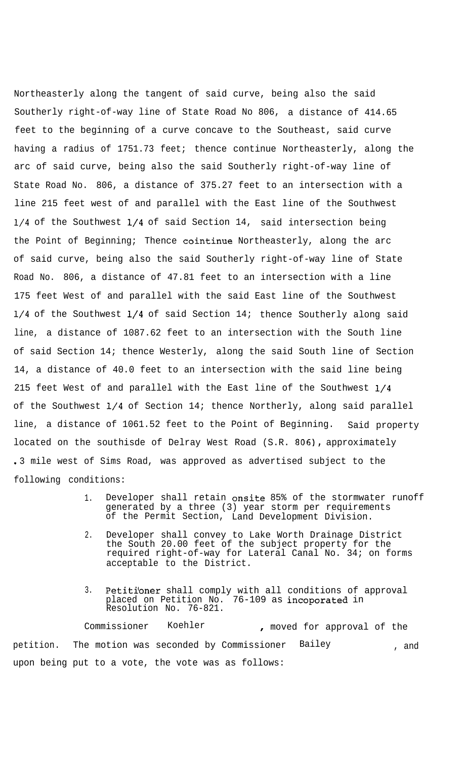Northeasterly along the tangent of said curve, being also the said Southerly right-of-way line of State Road No 806, a distance of 414.65 feet to the beginning of a curve concave to the Southeast, said curve having a radius of 1751.73 feet; thence continue Northeasterly, along the arc of said curve, being also the said Southerly right-of-way line of State Road No. 806, a distance of 375.27 feet to an intersection with a line 215 feet west of and parallel with the East line of the Southwest 1/4 of the Southwest 1/4 of said Section 14, said intersection being the Point of Beginning; Thence cointinue Northeasterly, along the arc of said curve, being also the said Southerly right-of-way line of State Road No. 806, a distance of 47.81 feet to an intersection with a line 175 feet West of and parallel with the said East line of the Southwest 1/4 of the Southwest 1/4 of said Section 14; thence Southerly along said line, a distance of 1087.62 feet to an intersection with the South line of said Section 14; thence Westerly, along the said South line of Section 14, a distance of 40.0 feet to an intersection with the said line being 215 feet West of and parallel with the East line of the Southwest 1/4 of the Southwest 1/4 of Section 14; thence Northerly, along said parallel line, a distance of 1061.52 feet to the Point of Beginning. Said property located on the southisde of Delray West Road (S.R. 806), approximately .3 mile west of Sims Road, was approved as advertised subject to the following conditions:

1. Developer shall retain onsite 85% of the stormwater runoff generated by a three (3) year storm per requirements of the Permit Section, Land Development Division.
2. Developer shall convey to Lake Worth Drainage District the South 20.00 feet of the subject property for the required right-of-way for Lateral Canal No. 34; on forms acceptable to the District.
3. Petitioner shall comply with all conditions of approval placed on Petition No. 76-109 as incoporated in Resolution No. 76-821.

Commissioner Koehler, moved for approval of the petition. The motion was seconded by Commissioner Bailey, and upon being put to a vote, the vote was as follows: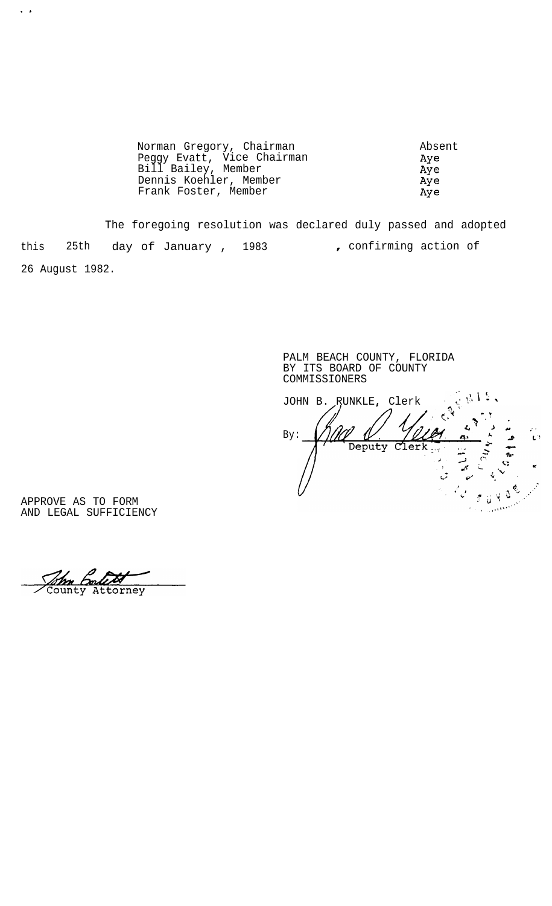| | |
|---|---|
| Norman Gregory, Chairman | Absent |
| Peggy Evatt, Vice Chairman | Aye |
| Bill Bailey, Member | Aye |
| Dennis Koehler, Member | Aye |
| Frank Foster, Member | Aye |

The foregoing resolution was declared duly passed and adopted this 25th day of January, 1983, confirming action of 26 August 1982.

PALM BEACH COUNTY, FLORIDA
BY ITS BOARD OF COUNTY
COMMISSIONERS

JOHN B. RUNKLE, Clerk

By: ______________________
Deputy Clerk

APPROVE AS TO FORM
AND LEGAL SUFFICIENCY

______________________
County Attorney